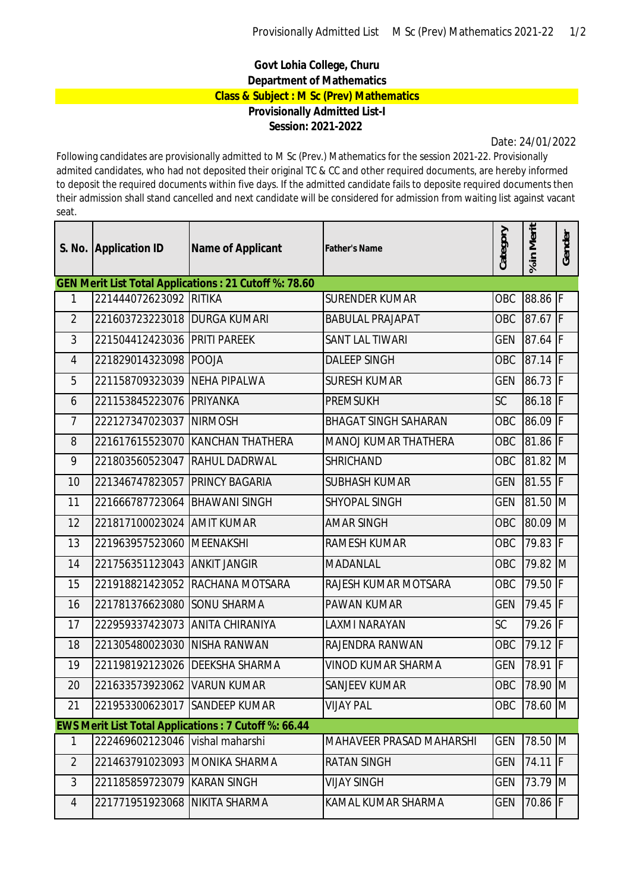**Govt Lohia College, Churu**

**Department of Mathematics**

**Class & Subject : M Sc (Prev) Mathematics**

**Provisionally Admitted List-I**

**Session: 2021-2022**

Date: 24/01/2022

Following candidates are provisionally admitted to M Sc (Prev.) Mathematics for the session 2021-22. Provisionally admited candidates, who had not deposited their original TC & CC and other required documents, are hereby informed to deposit the required documents within five days. If the admitted candidate fails to deposite required documents then their admission shall stand cancelled and next candidate will be considered for admission from waiting list against vacant seat.

| S. No. | Application ID | Name of Applicant | Father's Name | Category | %in Merit | Gender |
|---|---|---|---|---|---|---|
| **GEN Merit List Total Applications : 21 Cutoff %: 78.60** | | | | | | |
| 1 | 221444072623092 | RITIKA | SURENDER KUMAR | OBC | 88.86 | F |
| 2 | 221603723223018 | DURGA KUMARI | BABULAL PRAJAPAT | OBC | 87.67 | F |
| 3 | 221504412423036 | PRITI PAREEK | SANT LAL TIWARI | GEN | 87.64 | F |
| 4 | 221829014323098 | POOJA | DALEEP SINGH | OBC | 87.14 | F |
| 5 | 221158709323039 | NEHA PIPALWA | SURESH KUMAR | GEN | 86.73 | F |
| 6 | 221153845223076 | PRIYANKA | PREMSUKH | SC | 86.18 | F |
| 7 | 222127347023037 | NIRMOSH | BHAGAT SINGH SAHARAN | OBC | 86.09 | F |
| 8 | 221617615523070 | KANCHAN THATHERA | MANOJ KUMAR THATHERA | OBC | 81.86 | F |
| 9 | 221803560523047 | RAHUL DADRWAL | SHRICHAND | OBC | 81.82 | M |
| 10 | 221346747823057 | PRINCY BAGARIA | SUBHASH KUMAR | GEN | 81.55 | F |
| 11 | 221666787723064 | BHAWANI SINGH | SHYOPAL SINGH | GEN | 81.50 | M |
| 12 | 221817100023024 | AMIT KUMAR | AMAR SINGH | OBC | 80.09 | M |
| 13 | 221963957523060 | MEENAKSHI | RAMESH KUMAR | OBC | 79.83 | F |
| 14 | 221756351123043 | ANKIT JANGIR | MADANLAL | OBC | 79.82 | M |
| 15 | 221918821423052 | RACHANA MOTSARA | RAJESH KUMAR MOTSARA | OBC | 79.50 | F |
| 16 | 221781376623080 | SONU SHARMA | PAWAN KUMAR | GEN | 79.45 | F |
| 17 | 222959337423073 | ANITA CHIRANIYA | LAXMI NARAYAN | SC | 79.26 | F |
| 18 | 221305480023030 | NISHA RANWAN | RAJENDRA RANWAN | OBC | 79.12 | F |
| 19 | 221198192123026 | DEEKSHA SHARMA | VINOD KUMAR SHARMA | GEN | 78.91 | F |
| 20 | 221633573923062 | VARUN KUMAR | SANJEEV KUMAR | OBC | 78.90 | M |
| 21 | 221953300623017 | SANDEEP KUMAR | VIJAY PAL | OBC | 78.60 | M |
| **EWS Merit List Total Applications : 7 Cutoff %: 66.44** | | | | | | |
| 1 | 222469602123046 | vishal maharshi | MAHAVEER PRASAD MAHARSHI | GEN | 78.50 | M |
| 2 | 221463791023093 | MONIKA SHARMA | RATAN SINGH | GEN | 74.11 | F |
| 3 | 221185859723079 | KARAN SINGH | VIJAY SINGH | GEN | 73.79 | M |
| 4 | 221771951923068 | NIKITA SHARMA | KAMAL KUMAR SHARMA | GEN | 70.86 | F |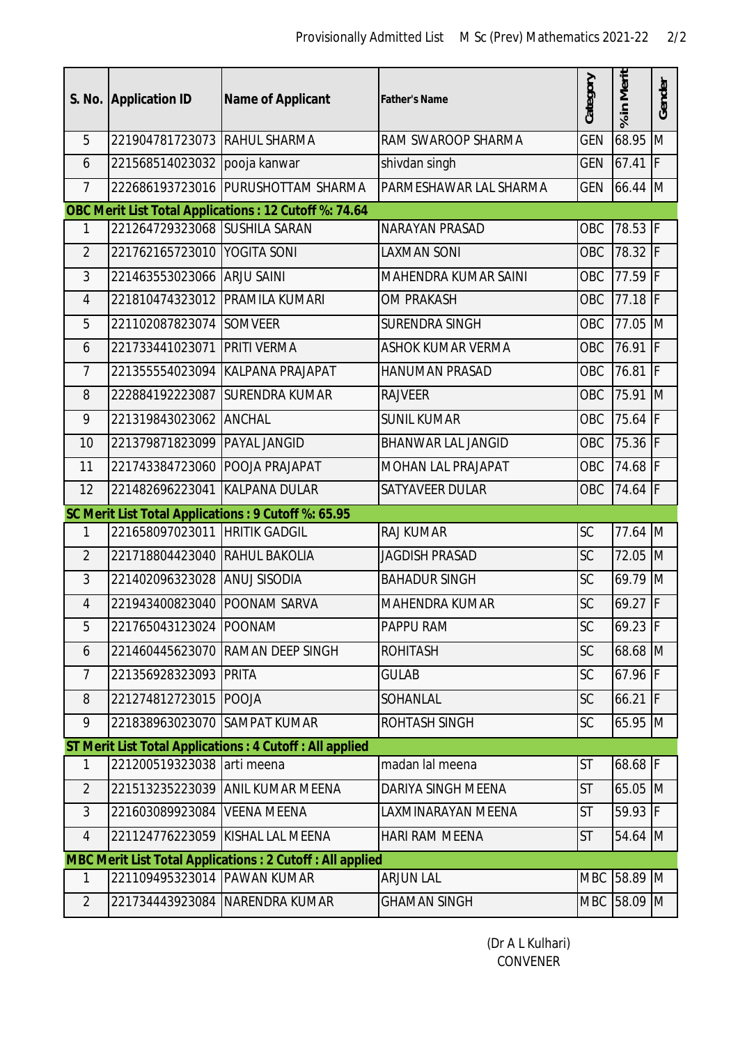| S. No. | Application ID | Name of Applicant | Father's Name | Category | % in Merit | Gender |
|---|---|---|---|---|---|---|
| 5 | 221904781723073 | RAHUL SHARMA | RAM SWAROOP SHARMA | GEN | 68.95 | M |
| 6 | 221568514023032 | pooja kanwar | shivdan singh | GEN | 67.41 | F |
| 7 | 222686193723016 | PURUSHOTTAM SHARMA | PARMESHAWAR LAL SHARMA | GEN | 66.44 | M |
| **OBC Merit List Total Applications : 12 Cutoff %: 74.64** | | | | | | |
| 1 | 221264729323068 | SUSHILA SARAN | NARAYAN PRASAD | OBC | 78.53 | F |
| 2 | 221762165723010 | YOGITA SONI | LAXMAN SONI | OBC | 78.32 | F |
| 3 | 221463553023066 | ARJU SAINI | MAHENDRA KUMAR SAINI | OBC | 77.59 | F |
| 4 | 221810474323012 | PRAMILA KUMARI | OM PRAKASH | OBC | 77.18 | F |
| 5 | 221102087823074 | SOMVEER | SURENDRA SINGH | OBC | 77.05 | M |
| 6 | 221733441023071 | PRITI VERMA | ASHOK KUMAR VERMA | OBC | 76.91 | F |
| 7 | 221355554023094 | KALPANA PRAJAPAT | HANUMAN PRASAD | OBC | 76.81 | F |
| 8 | 222884192223087 | SURENDRA KUMAR | RAJVEER | OBC | 75.91 | M |
| 9 | 221319843023062 | ANCHAL | SUNIL KUMAR | OBC | 75.64 | F |
| 10 | 221379871823099 | PAYAL JANGID | BHANWAR LAL JANGID | OBC | 75.36 | F |
| 11 | 221743384723060 | POOJA PRAJAPAT | MOHAN LAL PRAJAPAT | OBC | 74.68 | F |
| 12 | 221482696223041 | KALPANA DULAR | SATYAVEER DULAR | OBC | 74.64 | F |
| **SC Merit List Total Applications : 9 Cutoff %: 65.95** | | | | | | |
| 1 | 221658097023011 | HRITIK GADGIL | RAJ KUMAR | SC | 77.64 | M |
| 2 | 221718804423040 | RAHUL BAKOLIA | JAGDISH PRASAD | SC | 72.05 | M |
| 3 | 221402096323028 | ANUJ SISODIA | BAHADUR SINGH | SC | 69.79 | M |
| 4 | 221943400823040 | POONAM SARVA | MAHENDRA KUMAR | SC | 69.27 | F |
| 5 | 221765043123024 | POONAM | PAPPU RAM | SC | 69.23 | F |
| 6 | 221460445623070 | RAMAN DEEP SINGH | ROHITASH | SC | 68.68 | M |
| 7 | 221356928323093 | PRITA | GULAB | SC | 67.96 | F |
| 8 | 221274812723015 | POOJA | SOHANLAL | SC | 66.21 | F |
| 9 | 221838963023070 | SAMPAT KUMAR | ROHTASH SINGH | SC | 65.95 | M |
| **ST Merit List Total Applications : 4 Cutoff : All applied** | | | | | | |
| 1 | 221200519323038 | arti meena | madan lal meena | ST | 68.68 | F |
| 2 | 221513235223039 | ANIL KUMAR MEENA | DARIYA SINGH MEENA | ST | 65.05 | M |
| 3 | 221603089923084 | VEENA MEENA | LAXMINARAYAN MEENA | ST | 59.93 | F |
| 4 | 221124776223059 | KISHAL LAL MEENA | HARI RAM MEENA | ST | 54.64 | M |
| **MBC Merit List Total Applications : 2 Cutoff : All applied** | | | | | | |
| 1 | 221109495323014 | PAWAN KUMAR | ARJUN LAL | MBC | 58.89 | M |
| 2 | 221734443923084 | NARENDRA KUMAR | GHAMAN SINGH | MBC | 58.09 | M |

(Dr A L Kulhari)
CONVENER